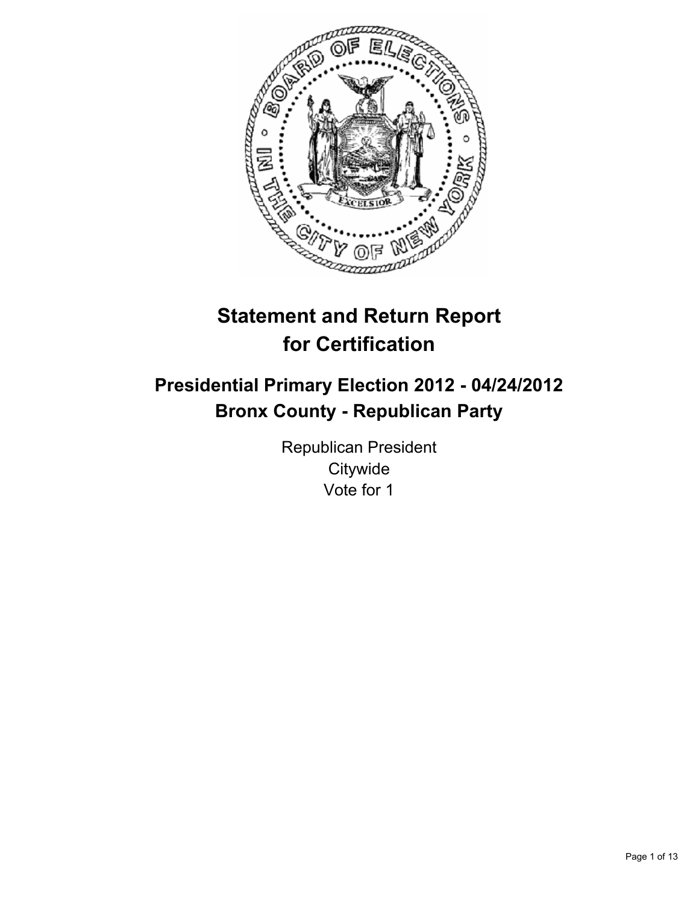# Statement and Return Report for Certification

## Presidential Primary Election 2012 - 04/24/2012
## Bronx County - Republican Party

Republican President
Citywide
Vote for 1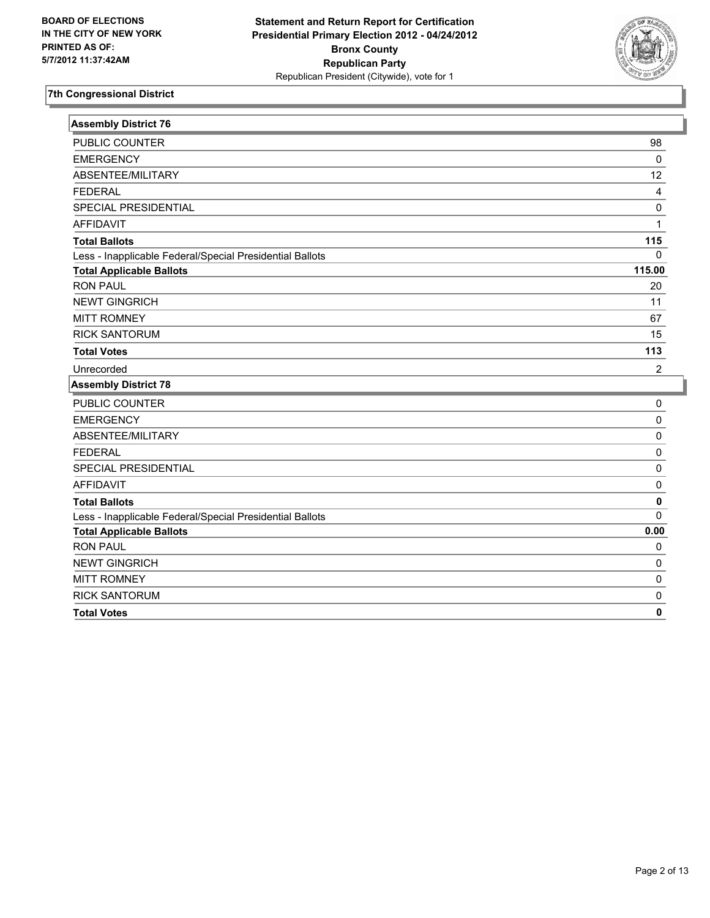**BOARD OF ELECTIONS IN THE CITY OF NEW YORK PRINTED AS OF: 5/7/2012 11:37:42AM**

**Statement and Return Report for Certification Presidential Primary Election 2012 - 04/24/2012 Bronx County Republican Party**
Republican President (Citywide), vote for 1

### 7th Congressional District

| Assembly District 76 | |
|---|---|
| PUBLIC COUNTER | 98 |
| EMERGENCY | 0 |
| ABSENTEE/MILITARY | 12 |
| FEDERAL | 4 |
| SPECIAL PRESIDENTIAL | 0 |
| AFFIDAVIT | 1 |
| **Total Ballots** | **115** |
| Less - Inapplicable Federal/Special Presidential Ballots | 0 |
| **Total Applicable Ballots** | **115.00** |
| RON PAUL | 20 |
| NEWT GINGRICH | 11 |
| MITT ROMNEY | 67 |
| RICK SANTORUM | 15 |
| **Total Votes** | **113** |
| Unrecorded | 2 |

| Assembly District 78 | |
|---|---|
| PUBLIC COUNTER | 0 |
| EMERGENCY | 0 |
| ABSENTEE/MILITARY | 0 |
| FEDERAL | 0 |
| SPECIAL PRESIDENTIAL | 0 |
| AFFIDAVIT | 0 |
| **Total Ballots** | **0** |
| Less - Inapplicable Federal/Special Presidential Ballots | 0 |
| **Total Applicable Ballots** | **0.00** |
| RON PAUL | 0 |
| NEWT GINGRICH | 0 |
| MITT ROMNEY | 0 |
| RICK SANTORUM | 0 |
| **Total Votes** | **0** |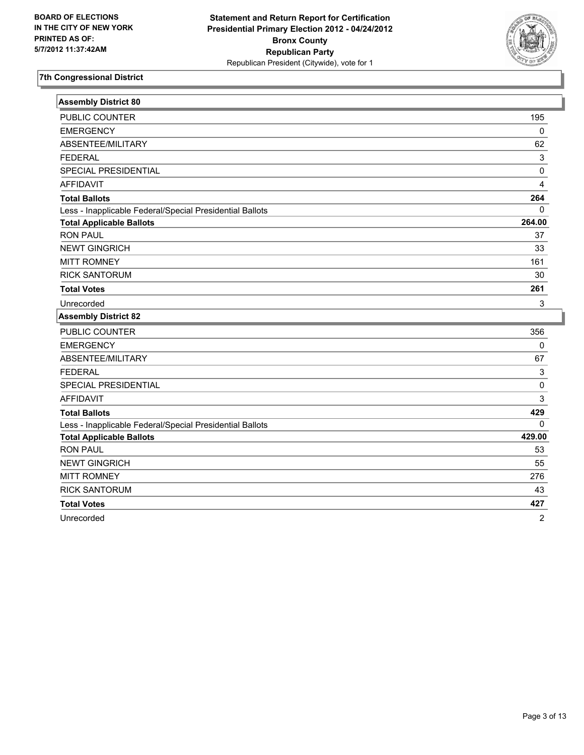BOARD OF ELECTIONS
IN THE CITY OF NEW YORK
PRINTED AS OF:
5/7/2012 11:37:42AM

**Statement and Return Report for Certification**
**Presidential Primary Election 2012 - 04/24/2012**
**Bronx County**
**Republican Party**
Republican President (Citywide), vote for 1

## 7th Congressional District

### Assembly District 80

| | |
|---|---|
| PUBLIC COUNTER | 195 |
| EMERGENCY | 0 |
| ABSENTEE/MILITARY | 62 |
| FEDERAL | 3 |
| SPECIAL PRESIDENTIAL | 0 |
| AFFIDAVIT | 4 |
| **Total Ballots** | **264** |
| Less - Inapplicable Federal/Special Presidential Ballots | 0 |
| **Total Applicable Ballots** | **264.00** |
| RON PAUL | 37 |
| NEWT GINGRICH | 33 |
| MITT ROMNEY | 161 |
| RICK SANTORUM | 30 |
| **Total Votes** | **261** |
| Unrecorded | 3 |

### Assembly District 82

| | |
|---|---|
| PUBLIC COUNTER | 356 |
| EMERGENCY | 0 |
| ABSENTEE/MILITARY | 67 |
| FEDERAL | 3 |
| SPECIAL PRESIDENTIAL | 0 |
| AFFIDAVIT | 3 |
| **Total Ballots** | **429** |
| Less - Inapplicable Federal/Special Presidential Ballots | 0 |
| **Total Applicable Ballots** | **429.00** |
| RON PAUL | 53 |
| NEWT GINGRICH | 55 |
| MITT ROMNEY | 276 |
| RICK SANTORUM | 43 |
| **Total Votes** | **427** |
| Unrecorded | 2 |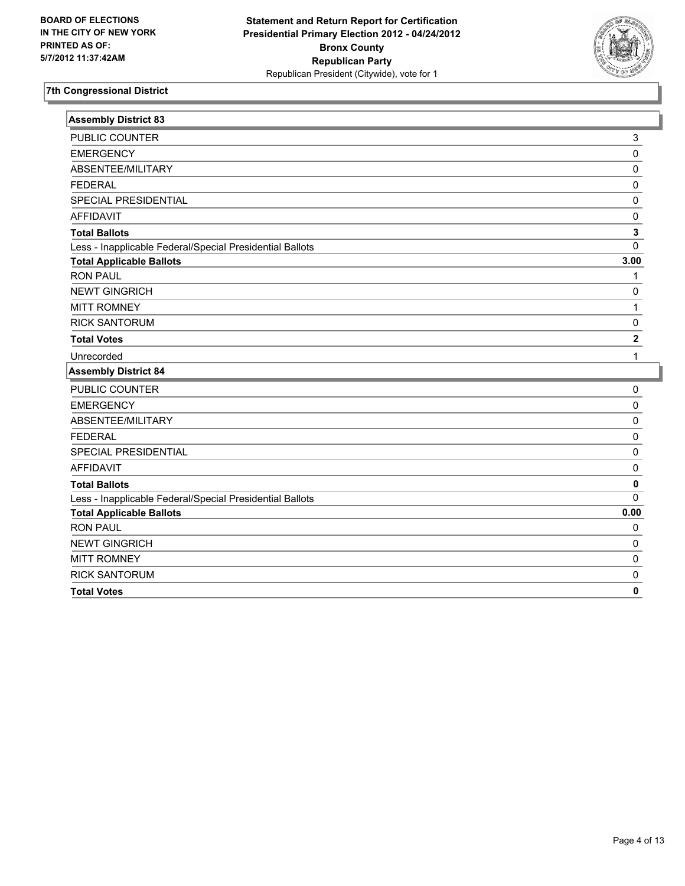BOARD OF ELECTIONS
IN THE CITY OF NEW YORK
PRINTED AS OF:
5/7/2012 11:37:42AM

**Statement and Return Report for Certification**
**Presidential Primary Election 2012 - 04/24/2012**
**Bronx County**
**Republican Party**
Republican President (Citywide), vote for 1

## 7th Congressional District

### Assembly District 83

| | |
|---|---|
| PUBLIC COUNTER | 3 |
| EMERGENCY | 0 |
| ABSENTEE/MILITARY | 0 |
| FEDERAL | 0 |
| SPECIAL PRESIDENTIAL | 0 |
| AFFIDAVIT | 0 |
| **Total Ballots** | **3** |
| Less - Inapplicable Federal/Special Presidential Ballots | 0 |
| **Total Applicable Ballots** | **3.00** |
| RON PAUL | 1 |
| NEWT GINGRICH | 0 |
| MITT ROMNEY | 1 |
| RICK SANTORUM | 0 |
| **Total Votes** | **2** |
| Unrecorded | 1 |

### Assembly District 84

| | |
|---|---|
| PUBLIC COUNTER | 0 |
| EMERGENCY | 0 |
| ABSENTEE/MILITARY | 0 |
| FEDERAL | 0 |
| SPECIAL PRESIDENTIAL | 0 |
| AFFIDAVIT | 0 |
| **Total Ballots** | **0** |
| Less - Inapplicable Federal/Special Presidential Ballots | 0 |
| **Total Applicable Ballots** | **0.00** |
| RON PAUL | 0 |
| NEWT GINGRICH | 0 |
| MITT ROMNEY | 0 |
| RICK SANTORUM | 0 |
| **Total Votes** | **0** |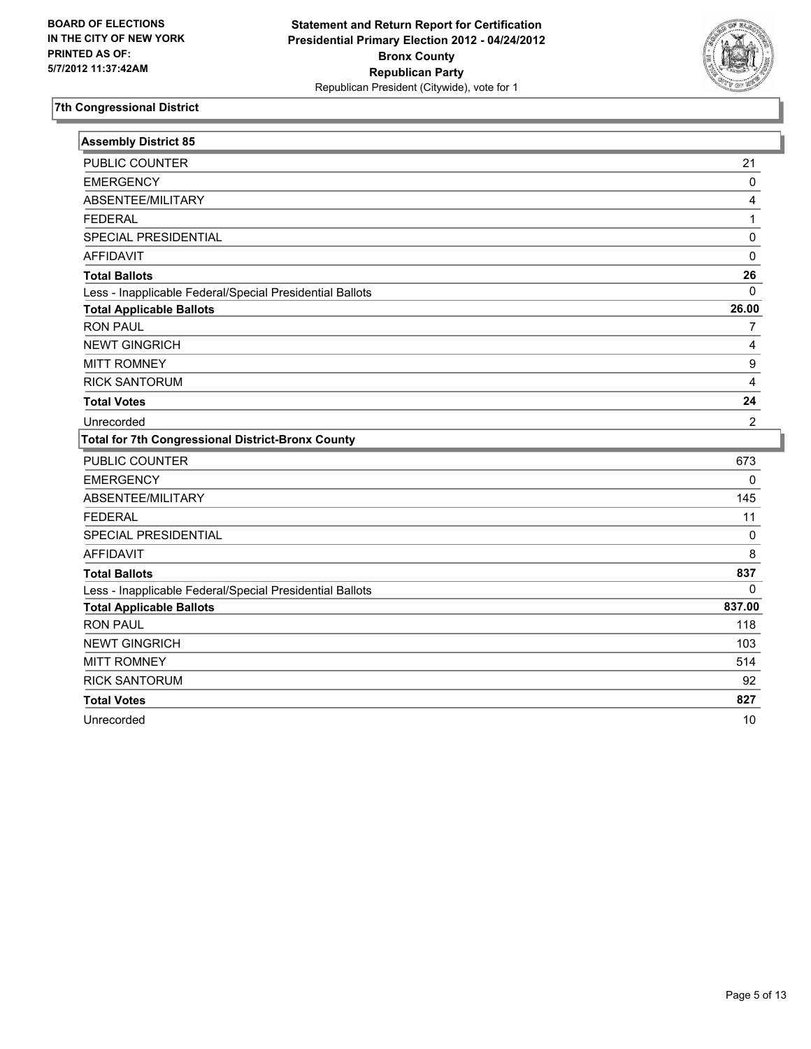**BOARD OF ELECTIONS IN THE CITY OF NEW YORK PRINTED AS OF: 5/7/2012 11:37:42AM**

**Statement and Return Report for Certification Presidential Primary Election 2012 - 04/24/2012 Bronx County Republican Party**
Republican President (Citywide), vote for 1

## 7th Congressional District

| Assembly District 85 | |
|---|---|
| PUBLIC COUNTER | 21 |
| EMERGENCY | 0 |
| ABSENTEE/MILITARY | 4 |
| FEDERAL | 1 |
| SPECIAL PRESIDENTIAL | 0 |
| AFFIDAVIT | 0 |
| **Total Ballots** | **26** |
| Less - Inapplicable Federal/Special Presidential Ballots | 0 |
| **Total Applicable Ballots** | **26.00** |
| RON PAUL | 7 |
| NEWT GINGRICH | 4 |
| MITT ROMNEY | 9 |
| RICK SANTORUM | 4 |
| **Total Votes** | **24** |
| Unrecorded | 2 |

| Total for 7th Congressional District-Bronx County | |
|---|---|
| PUBLIC COUNTER | 673 |
| EMERGENCY | 0 |
| ABSENTEE/MILITARY | 145 |
| FEDERAL | 11 |
| SPECIAL PRESIDENTIAL | 0 |
| AFFIDAVIT | 8 |
| **Total Ballots** | **837** |
| Less - Inapplicable Federal/Special Presidential Ballots | 0 |
| **Total Applicable Ballots** | **837.00** |
| RON PAUL | 118 |
| NEWT GINGRICH | 103 |
| MITT ROMNEY | 514 |
| RICK SANTORUM | 92 |
| **Total Votes** | **827** |
| Unrecorded | 10 |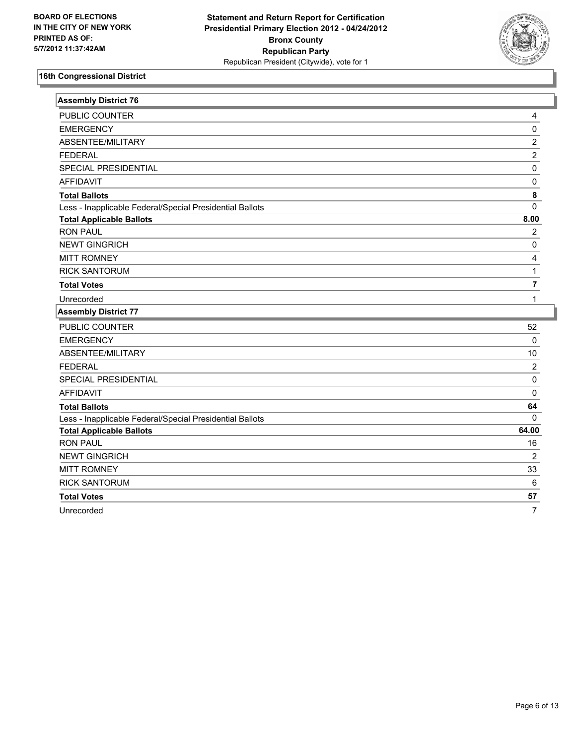BOARD OF ELECTIONS
IN THE CITY OF NEW YORK
PRINTED AS OF:
5/7/2012 11:37:42AM

**Statement and Return Report for Certification**
**Presidential Primary Election 2012 - 04/24/2012**
**Bronx County**
**Republican Party**
Republican President (Citywide), vote for 1

## 16th Congressional District

### Assembly District 76

| | |
|---|---|
| PUBLIC COUNTER | 4 |
| EMERGENCY | 0 |
| ABSENTEE/MILITARY | 2 |
| FEDERAL | 2 |
| SPECIAL PRESIDENTIAL | 0 |
| AFFIDAVIT | 0 |
| **Total Ballots** | **8** |
| Less - Inapplicable Federal/Special Presidential Ballots | 0 |
| **Total Applicable Ballots** | **8.00** |
| RON PAUL | 2 |
| NEWT GINGRICH | 0 |
| MITT ROMNEY | 4 |
| RICK SANTORUM | 1 |
| **Total Votes** | **7** |
| Unrecorded | 1 |

### Assembly District 77

| | |
|---|---|
| PUBLIC COUNTER | 52 |
| EMERGENCY | 0 |
| ABSENTEE/MILITARY | 10 |
| FEDERAL | 2 |
| SPECIAL PRESIDENTIAL | 0 |
| AFFIDAVIT | 0 |
| **Total Ballots** | **64** |
| Less - Inapplicable Federal/Special Presidential Ballots | 0 |
| **Total Applicable Ballots** | **64.00** |
| RON PAUL | 16 |
| NEWT GINGRICH | 2 |
| MITT ROMNEY | 33 |
| RICK SANTORUM | 6 |
| **Total Votes** | **57** |
| Unrecorded | 7 |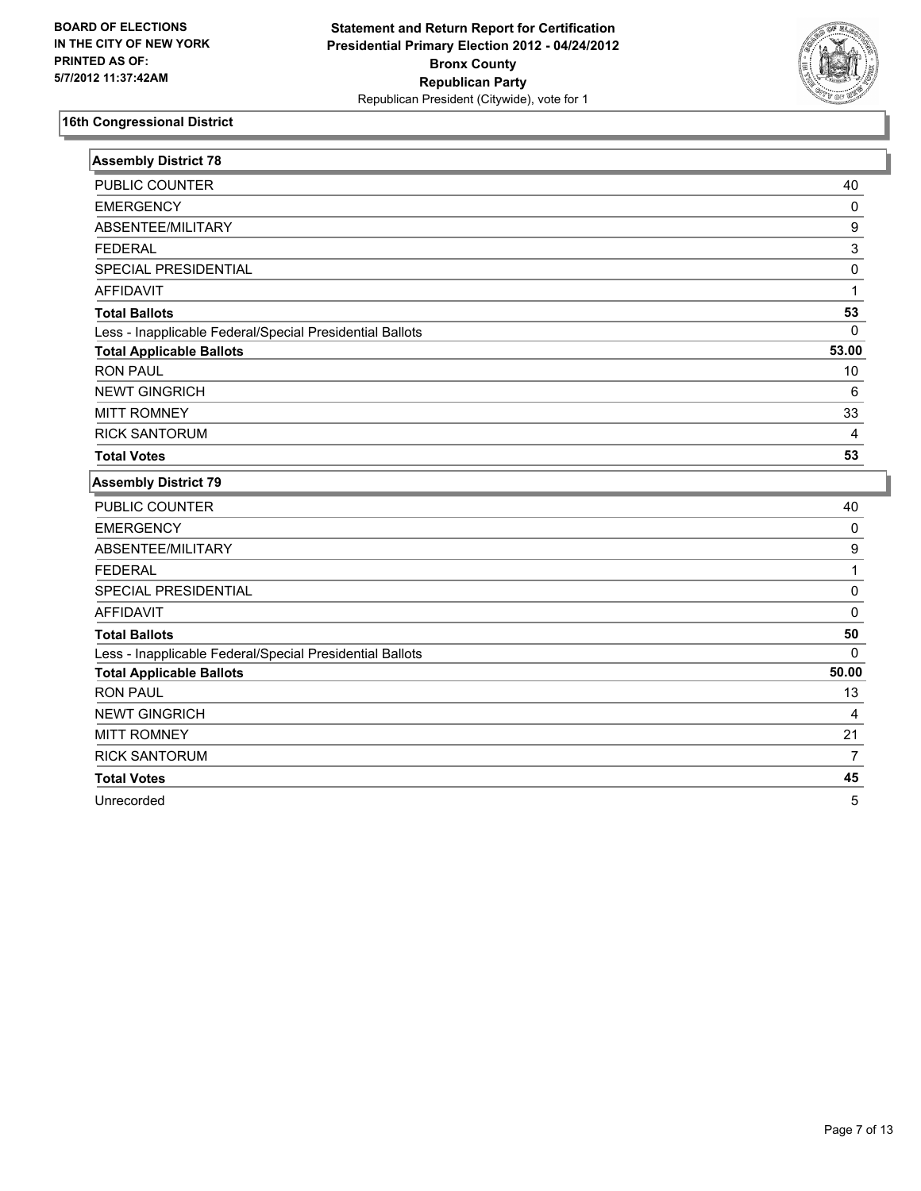**BOARD OF ELECTIONS IN THE CITY OF NEW YORK PRINTED AS OF: 5/7/2012 11:37:42AM**

**Statement and Return Report for Certification Presidential Primary Election 2012 - 04/24/2012 Bronx County Republican Party**

Republican President (Citywide), vote for 1

## 16th Congressional District

### Assembly District 78

| | |
|---|---|
| PUBLIC COUNTER | 40 |
| EMERGENCY | 0 |
| ABSENTEE/MILITARY | 9 |
| FEDERAL | 3 |
| SPECIAL PRESIDENTIAL | 0 |
| AFFIDAVIT | 1 |
| **Total Ballots** | **53** |
| Less - Inapplicable Federal/Special Presidential Ballots | 0 |
| **Total Applicable Ballots** | **53.00** |
| RON PAUL | 10 |
| NEWT GINGRICH | 6 |
| MITT ROMNEY | 33 |
| RICK SANTORUM | 4 |
| **Total Votes** | **53** |

### Assembly District 79

| | |
|---|---|
| PUBLIC COUNTER | 40 |
| EMERGENCY | 0 |
| ABSENTEE/MILITARY | 9 |
| FEDERAL | 1 |
| SPECIAL PRESIDENTIAL | 0 |
| AFFIDAVIT | 0 |
| **Total Ballots** | **50** |
| Less - Inapplicable Federal/Special Presidential Ballots | 0 |
| **Total Applicable Ballots** | **50.00** |
| RON PAUL | 13 |
| NEWT GINGRICH | 4 |
| MITT ROMNEY | 21 |
| RICK SANTORUM | 7 |
| **Total Votes** | **45** |
| Unrecorded | 5 |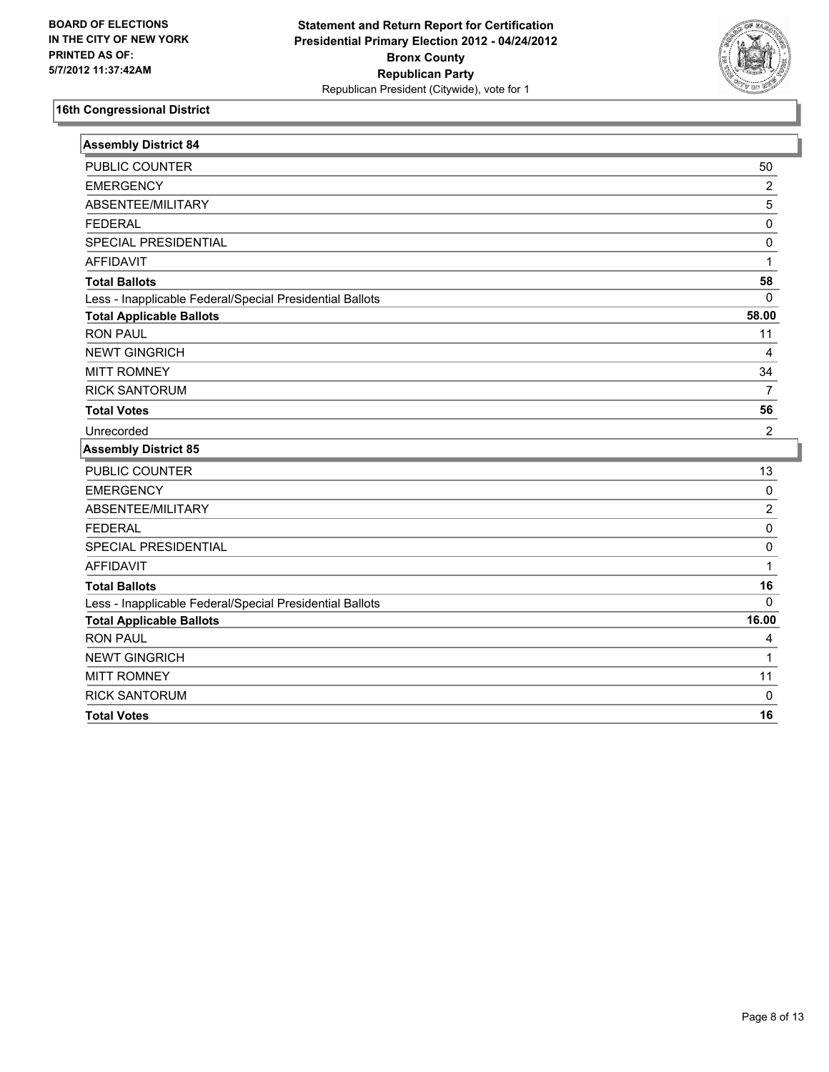**BOARD OF ELECTIONS IN THE CITY OF NEW YORK PRINTED AS OF: 5/7/2012 11:37:42AM**

**Statement and Return Report for Certification Presidential Primary Election 2012 - 04/24/2012 Bronx County Republican Party**

Republican President (Citywide), vote for 1

## 16th Congressional District

### Assembly District 84

| | |
|---|---|
| PUBLIC COUNTER | 50 |
| EMERGENCY | 2 |
| ABSENTEE/MILITARY | 5 |
| FEDERAL | 0 |
| SPECIAL PRESIDENTIAL | 0 |
| AFFIDAVIT | 1 |
| **Total Ballots** | **58** |
| Less - Inapplicable Federal/Special Presidential Ballots | 0 |
| **Total Applicable Ballots** | **58.00** |
| RON PAUL | 11 |
| NEWT GINGRICH | 4 |
| MITT ROMNEY | 34 |
| RICK SANTORUM | 7 |
| **Total Votes** | **56** |
| Unrecorded | 2 |

### Assembly District 85

| | |
|---|---|
| PUBLIC COUNTER | 13 |
| EMERGENCY | 0 |
| ABSENTEE/MILITARY | 2 |
| FEDERAL | 0 |
| SPECIAL PRESIDENTIAL | 0 |
| AFFIDAVIT | 1 |
| **Total Ballots** | **16** |
| Less - Inapplicable Federal/Special Presidential Ballots | 0 |
| **Total Applicable Ballots** | **16.00** |
| RON PAUL | 4 |
| NEWT GINGRICH | 1 |
| MITT ROMNEY | 11 |
| RICK SANTORUM | 0 |
| **Total Votes** | **16** |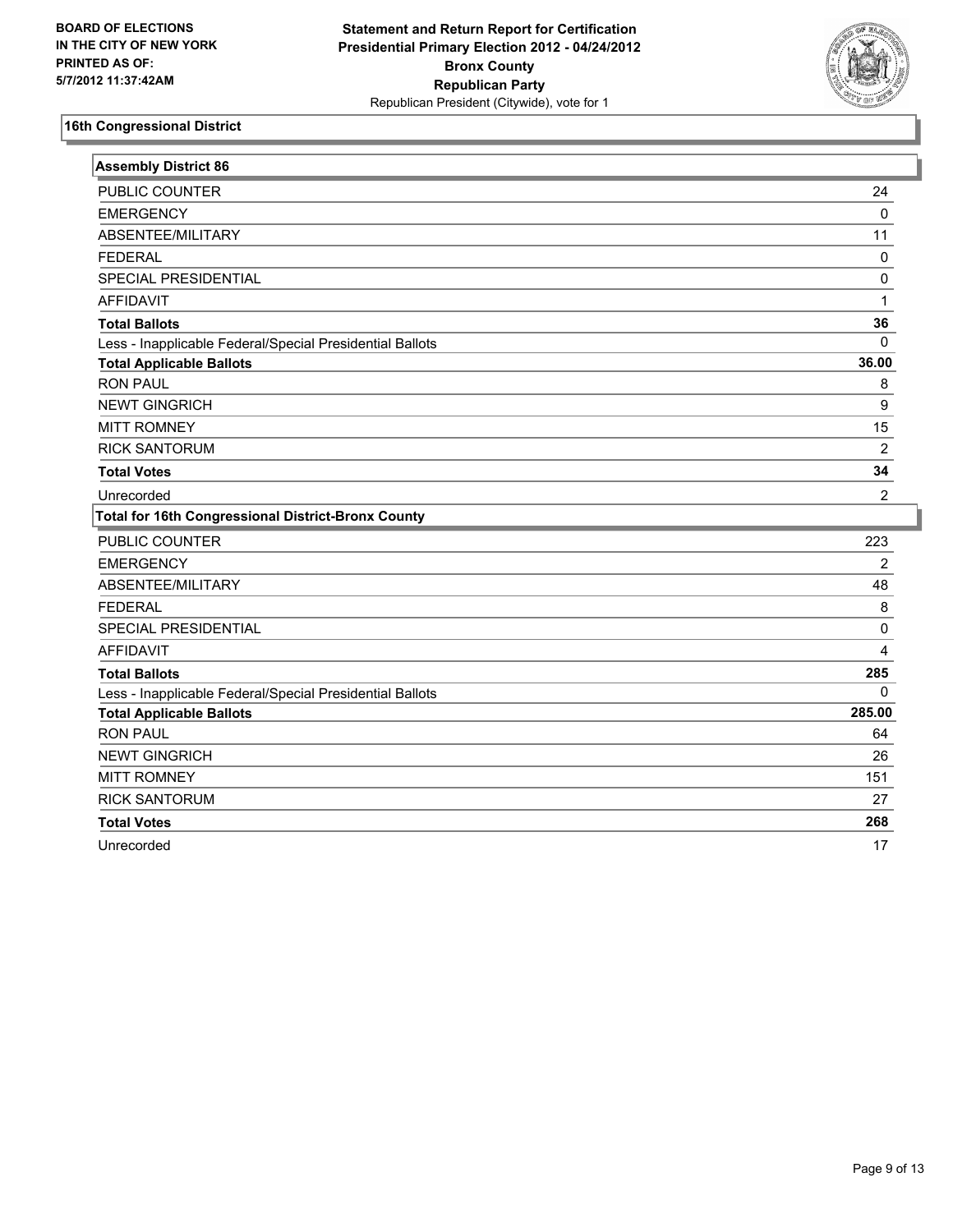**BOARD OF ELECTIONS IN THE CITY OF NEW YORK PRINTED AS OF: 5/7/2012 11:37:42AM**

**Statement and Return Report for Certification Presidential Primary Election 2012 - 04/24/2012 Bronx County Republican Party**
Republican President (Citywide), vote for 1

## 16th Congressional District

| Assembly District 86 | |
|---|---|
| PUBLIC COUNTER | 24 |
| EMERGENCY | 0 |
| ABSENTEE/MILITARY | 11 |
| FEDERAL | 0 |
| SPECIAL PRESIDENTIAL | 0 |
| AFFIDAVIT | 1 |
| **Total Ballots** | **36** |
| Less - Inapplicable Federal/Special Presidential Ballots | 0 |
| **Total Applicable Ballots** | **36.00** |
| RON PAUL | 8 |
| NEWT GINGRICH | 9 |
| MITT ROMNEY | 15 |
| RICK SANTORUM | 2 |
| **Total Votes** | **34** |
| Unrecorded | 2 |

| Total for 16th Congressional District-Bronx County | |
|---|---|
| PUBLIC COUNTER | 223 |
| EMERGENCY | 2 |
| ABSENTEE/MILITARY | 48 |
| FEDERAL | 8 |
| SPECIAL PRESIDENTIAL | 0 |
| AFFIDAVIT | 4 |
| **Total Ballots** | **285** |
| Less - Inapplicable Federal/Special Presidential Ballots | 0 |
| **Total Applicable Ballots** | **285.00** |
| RON PAUL | 64 |
| NEWT GINGRICH | 26 |
| MITT ROMNEY | 151 |
| RICK SANTORUM | 27 |
| **Total Votes** | **268** |
| Unrecorded | 17 |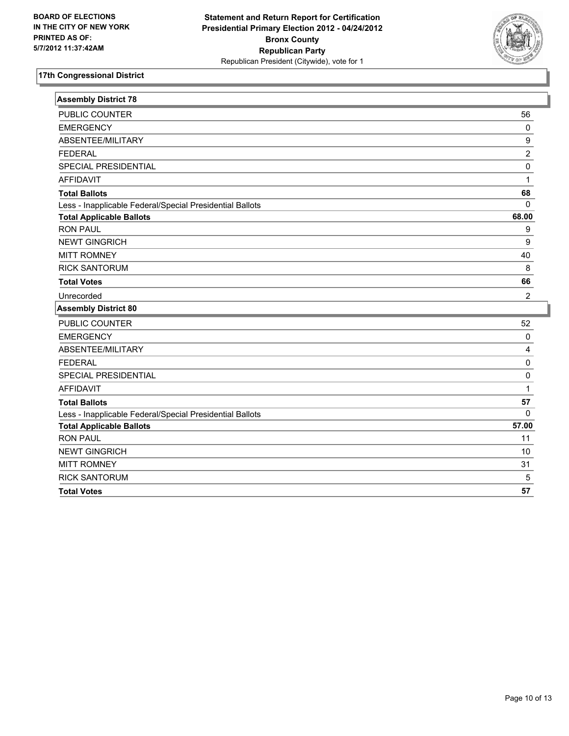BOARD OF ELECTIONS
IN THE CITY OF NEW YORK
PRINTED AS OF:
5/7/2012 11:37:42AM

**Statement and Return Report for Certification**
**Presidential Primary Election 2012 - 04/24/2012**
**Bronx County**
**Republican Party**
Republican President (Citywide), vote for 1

## 17th Congressional District

### Assembly District 78

| | |
|---|---|
| PUBLIC COUNTER | 56 |
| EMERGENCY | 0 |
| ABSENTEE/MILITARY | 9 |
| FEDERAL | 2 |
| SPECIAL PRESIDENTIAL | 0 |
| AFFIDAVIT | 1 |
| **Total Ballots** | **68** |
| Less - Inapplicable Federal/Special Presidential Ballots | 0 |
| **Total Applicable Ballots** | **68.00** |
| RON PAUL | 9 |
| NEWT GINGRICH | 9 |
| MITT ROMNEY | 40 |
| RICK SANTORUM | 8 |
| **Total Votes** | **66** |
| Unrecorded | 2 |

### Assembly District 80

| | |
|---|---|
| PUBLIC COUNTER | 52 |
| EMERGENCY | 0 |
| ABSENTEE/MILITARY | 4 |
| FEDERAL | 0 |
| SPECIAL PRESIDENTIAL | 0 |
| AFFIDAVIT | 1 |
| **Total Ballots** | **57** |
| Less - Inapplicable Federal/Special Presidential Ballots | 0 |
| **Total Applicable Ballots** | **57.00** |
| RON PAUL | 11 |
| NEWT GINGRICH | 10 |
| MITT ROMNEY | 31 |
| RICK SANTORUM | 5 |
| **Total Votes** | **57** |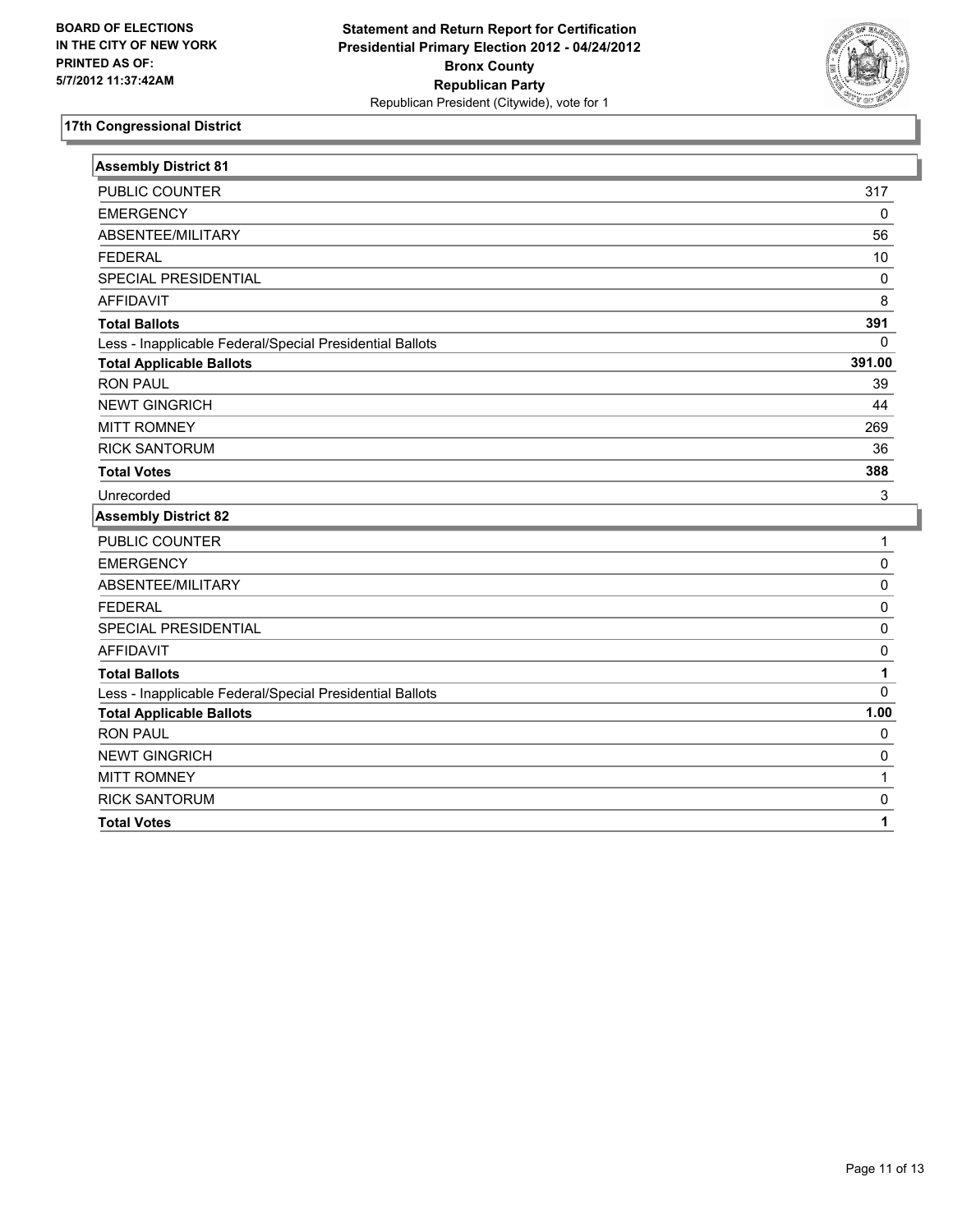**BOARD OF ELECTIONS IN THE CITY OF NEW YORK PRINTED AS OF: 5/7/2012 11:37:42AM**

**Statement and Return Report for Certification Presidential Primary Election 2012 - 04/24/2012 Bronx County Republican Party**
Republican President (Citywide), vote for 1

## 17th Congressional District

### Assembly District 81

| | |
|---|---|
| PUBLIC COUNTER | 317 |
| EMERGENCY | 0 |
| ABSENTEE/MILITARY | 56 |
| FEDERAL | 10 |
| SPECIAL PRESIDENTIAL | 0 |
| AFFIDAVIT | 8 |
| **Total Ballots** | **391** |
| Less - Inapplicable Federal/Special Presidential Ballots | 0 |
| **Total Applicable Ballots** | **391.00** |
| RON PAUL | 39 |
| NEWT GINGRICH | 44 |
| MITT ROMNEY | 269 |
| RICK SANTORUM | 36 |
| **Total Votes** | **388** |
| Unrecorded | 3 |

### Assembly District 82

| | |
|---|---|
| PUBLIC COUNTER | 1 |
| EMERGENCY | 0 |
| ABSENTEE/MILITARY | 0 |
| FEDERAL | 0 |
| SPECIAL PRESIDENTIAL | 0 |
| AFFIDAVIT | 0 |
| **Total Ballots** | **1** |
| Less - Inapplicable Federal/Special Presidential Ballots | 0 |
| **Total Applicable Ballots** | **1.00** |
| RON PAUL | 0 |
| NEWT GINGRICH | 0 |
| MITT ROMNEY | 1 |
| RICK SANTORUM | 0 |
| **Total Votes** | **1** |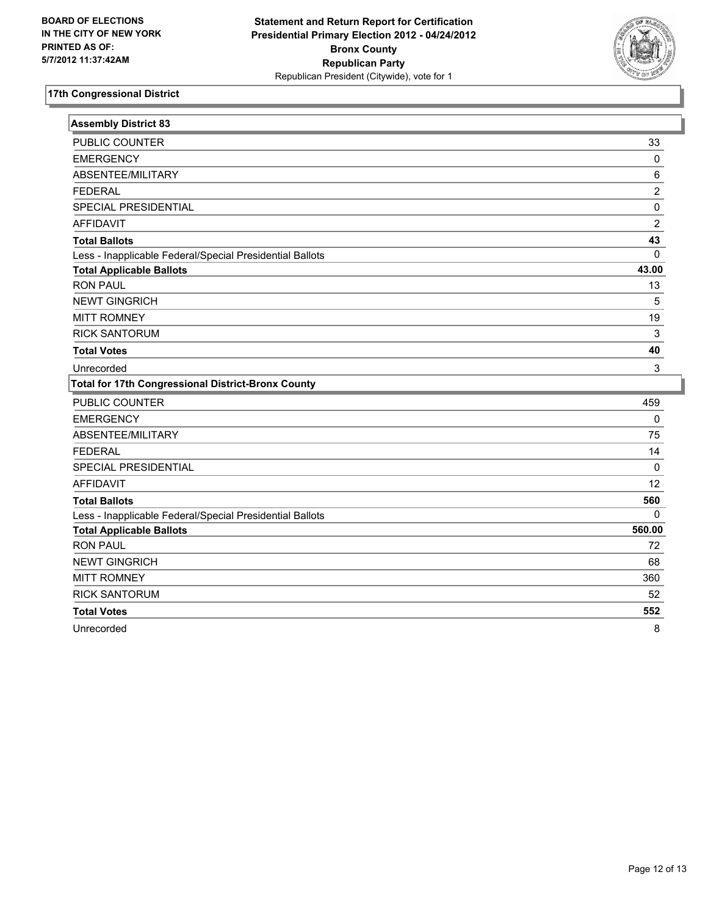BOARD OF ELECTIONS
IN THE CITY OF NEW YORK
PRINTED AS OF:
5/7/2012 11:37:42AM

**Statement and Return Report for Certification**
**Presidential Primary Election 2012 - 04/24/2012**
**Bronx County**
**Republican Party**
Republican President (Citywide), vote for 1

## 17th Congressional District

| **Assembly District 83** | |
|---|---|
| PUBLIC COUNTER | 33 |
| EMERGENCY | 0 |
| ABSENTEE/MILITARY | 6 |
| FEDERAL | 2 |
| SPECIAL PRESIDENTIAL | 0 |
| AFFIDAVIT | 2 |
| **Total Ballots** | **43** |
| Less - Inapplicable Federal/Special Presidential Ballots | 0 |
| **Total Applicable Ballots** | **43.00** |
| RON PAUL | 13 |
| NEWT GINGRICH | 5 |
| MITT ROMNEY | 19 |
| RICK SANTORUM | 3 |
| **Total Votes** | **40** |
| Unrecorded | 3 |

| **Total for 17th Congressional District-Bronx County** | |
|---|---|
| PUBLIC COUNTER | 459 |
| EMERGENCY | 0 |
| ABSENTEE/MILITARY | 75 |
| FEDERAL | 14 |
| SPECIAL PRESIDENTIAL | 0 |
| AFFIDAVIT | 12 |
| **Total Ballots** | **560** |
| Less - Inapplicable Federal/Special Presidential Ballots | 0 |
| **Total Applicable Ballots** | **560.00** |
| RON PAUL | 72 |
| NEWT GINGRICH | 68 |
| MITT ROMNEY | 360 |
| RICK SANTORUM | 52 |
| **Total Votes** | **552** |
| Unrecorded | 8 |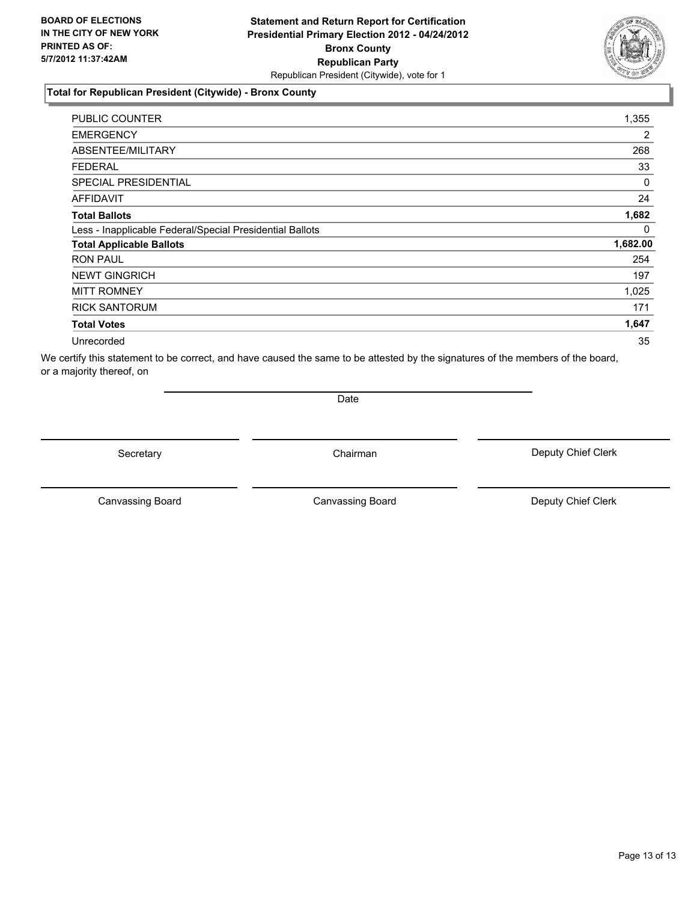**BOARD OF ELECTIONS IN THE CITY OF NEW YORK PRINTED AS OF: 5/7/2012 11:37:42AM**

**Statement and Return Report for Certification Presidential Primary Election 2012 - 04/24/2012 Bronx County Republican Party**

Republican President (Citywide), vote for 1

**Total for Republican President (Citywide) - Bronx County**

| | |
|---|---|
| PUBLIC COUNTER | 1,355 |
| EMERGENCY | 2 |
| ABSENTEE/MILITARY | 268 |
| FEDERAL | 33 |
| SPECIAL PRESIDENTIAL | 0 |
| AFFIDAVIT | 24 |
| **Total Ballots** | **1,682** |
| Less - Inapplicable Federal/Special Presidential Ballots | 0 |
| **Total Applicable Ballots** | **1,682.00** |
| RON PAUL | 254 |
| NEWT GINGRICH | 197 |
| MITT ROMNEY | 1,025 |
| RICK SANTORUM | 171 |
| **Total Votes** | **1,647** |
| Unrecorded | 35 |

We certify this statement to be correct, and have caused the same to be attested by the signatures of the members of the board, or a majority thereof, on

Date

Secretary

Chairman

Deputy Chief Clerk

Canvassing Board

Canvassing Board

Deputy Chief Clerk